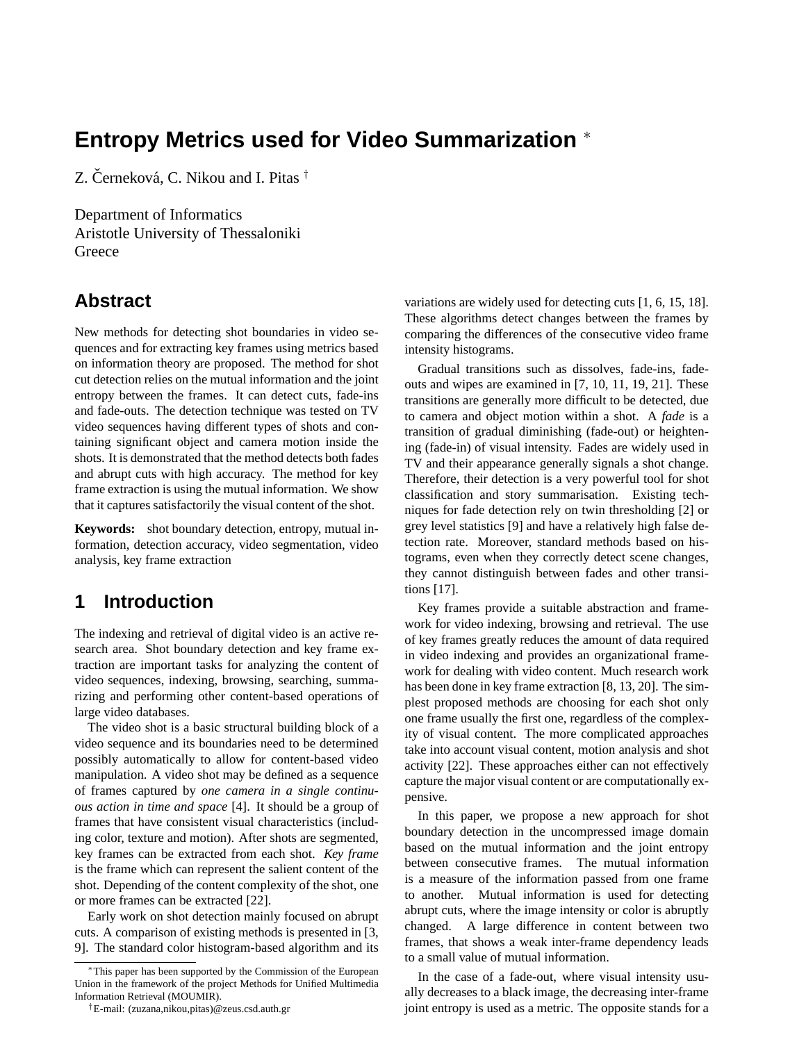# Entropy Metrics used for Video Summarization *

Z. Černeková, C. Nikou and I. Pitas †

Department of Informatics
Aristotle University of Thessaloniki
Greece

## Abstract

New methods for detecting shot boundaries in video sequences and for extracting key frames using metrics based on information theory are proposed. The method for shot cut detection relies on the mutual information and the joint entropy between the frames. It can detect cuts, fade-ins and fade-outs. The detection technique was tested on TV video sequences having different types of shots and containing significant object and camera motion inside the shots. It is demonstrated that the method detects both fades and abrupt cuts with high accuracy. The method for key frame extraction is using the mutual information. We show that it captures satisfactorily the visual content of the shot.

**Keywords:** shot boundary detection, entropy, mutual information, detection accuracy, video segmentation, video analysis, key frame extraction

## 1 Introduction

The indexing and retrieval of digital video is an active research area. Shot boundary detection and key frame extraction are important tasks for analyzing the content of video sequences, indexing, browsing, searching, summarizing and performing other content-based operations of large video databases.

The video shot is a basic structural building block of a video sequence and its boundaries need to be determined possibly automatically to allow for content-based video manipulation. A video shot may be defined as a sequence of frames captured by *one camera in a single continuous action in time and space* [4]. It should be a group of frames that have consistent visual characteristics (including color, texture and motion). After shots are segmented, key frames can be extracted from each shot. *Key frame* is the frame which can represent the salient content of the shot. Depending of the content complexity of the shot, one or more frames can be extracted [22].

Early work on shot detection mainly focused on abrupt cuts. A comparison of existing methods is presented in [3, 9]. The standard color histogram-based algorithm and its variations are widely used for detecting cuts [1, 6, 15, 18]. These algorithms detect changes between the frames by comparing the differences of the consecutive video frame intensity histograms.

Gradual transitions such as dissolves, fade-ins, fade-outs and wipes are examined in [7, 10, 11, 19, 21]. These transitions are generally more difficult to be detected, due to camera and object motion within a shot. A *fade* is a transition of gradual diminishing (fade-out) or heightening (fade-in) of visual intensity. Fades are widely used in TV and their appearance generally signals a shot change. Therefore, their detection is a very powerful tool for shot classification and story summarisation. Existing techniques for fade detection rely on twin thresholding [2] or grey level statistics [9] and have a relatively high false detection rate. Moreover, standard methods based on histograms, even when they correctly detect scene changes, they cannot distinguish between fades and other transitions [17].

Key frames provide a suitable abstraction and framework for video indexing, browsing and retrieval. The use of key frames greatly reduces the amount of data required in video indexing and provides an organizational framework for dealing with video content. Much research work has been done in key frame extraction [8, 13, 20]. The simplest proposed methods are choosing for each shot only one frame usually the first one, regardless of the complexity of visual content. The more complicated approaches take into account visual content, motion analysis and shot activity [22]. These approaches either can not effectively capture the major visual content or are computationally expensive.

In this paper, we propose a new approach for shot boundary detection in the uncompressed image domain based on the mutual information and the joint entropy between consecutive frames. The mutual information is a measure of the information passed from one frame to another. Mutual information is used for detecting abrupt cuts, where the image intensity or color is abruptly changed. A large difference in content between two frames, that shows a weak inter-frame dependency leads to a small value of mutual information.

In the case of a fade-out, where visual intensity usually decreases to a black image, the decreasing inter-frame joint entropy is used as a metric. The opposite stands for a

*This paper has been supported by the Commission of the European Union in the framework of the project Methods for Unified Multimedia Information Retrieval (MOUMIR).

†E-mail: (zuzana,nikou,pitas)@zeus.csd.auth.gr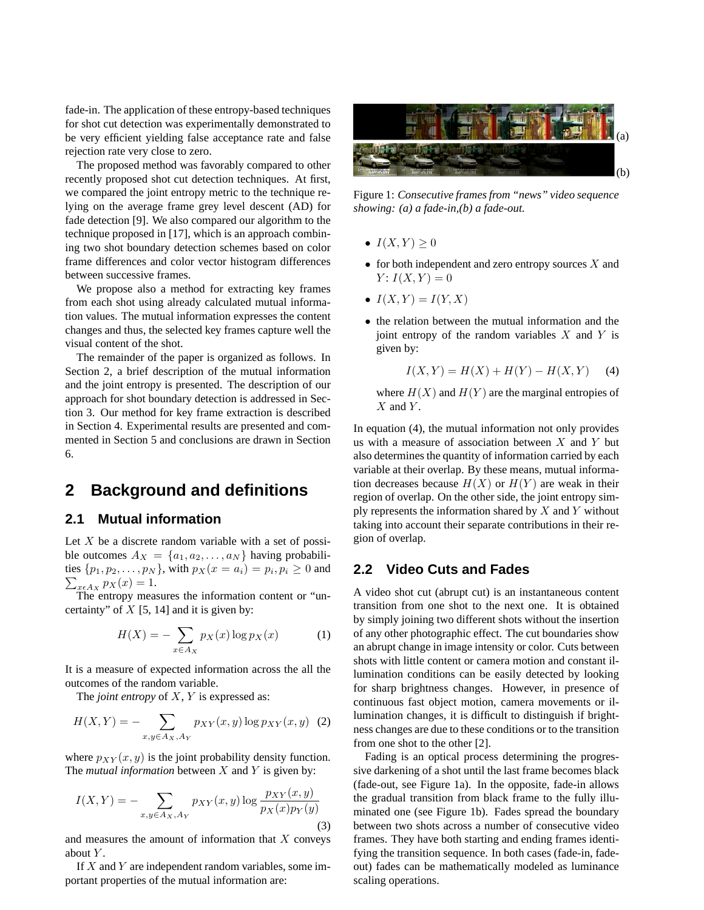fade-in. The application of these entropy-based techniques for shot cut detection was experimentally demonstrated to be very efficient yielding false acceptance rate and false rejection rate very close to zero.

The proposed method was favorably compared to other recently proposed shot cut detection techniques. At first, we compared the joint entropy metric to the technique relying on the average frame grey level descent (AD) for fade detection [9]. We also compared our algorithm to the technique proposed in [17], which is an approach combining two shot boundary detection schemes based on color frame differences and color vector histogram differences between successive frames.

We propose also a method for extracting key frames from each shot using already calculated mutual information values. The mutual information expresses the content changes and thus, the selected key frames capture well the visual content of the shot.

The remainder of the paper is organized as follows. In Section 2, a brief description of the mutual information and the joint entropy is presented. The description of our approach for shot boundary detection is addressed in Section 3. Our method for key frame extraction is described in Section 4. Experimental results are presented and commented in Section 5 and conclusions are drawn in Section 6.

# 2 Background and definitions

## 2.1 Mutual information

Let $X$ be a discrete random variable with a set of possible outcomes $A_X = \{a_1, a_2, \ldots, a_N\}$ having probabilities $\{p_1, p_2, \ldots, p_N\}$, with $p_X(x = a_i) = p_i, p_i \geq 0$ and $\sum_{x \epsilon A_X} p_X(x) = 1$.

The entropy measures the information content or "uncertainty" of $X$ [5, 14] and it is given by:

$$H(X) = -\sum_{x \in A_X} p_X(x) \log p_X(x) \tag{1}$$

It is a measure of expected information across the all the outcomes of the random variable.

The *joint entropy* of $X, Y$ is expressed as:

$$H(X,Y) = -\sum_{x,y \in A_X, A_Y} p_{XY}(x,y) \log p_{XY}(x,y) \tag{2}$$

where $p_{XY}(x,y)$ is the joint probability density function. The *mutual information* between $X$ and $Y$ is given by:

$$I(X,Y) = -\sum_{x,y \in A_X, A_Y} p_{XY}(x,y) \log \frac{p_{XY}(x,y)}{p_X(x)p_Y(y)} \tag{3}$$

and measures the amount of information that $X$ conveys about $Y$.

If $X$ and $Y$ are independent random variables, some important properties of the mutual information are:

- $I(X,Y) \geq 0$
- for both independent and zero entropy sources $X$ and $Y$: $I(X,Y) = 0$
- $I(X,Y) = I(Y,X)$
- the relation between the mutual information and the joint entropy of the random variables $X$ and $Y$ is given by:

  $$I(X,Y) = H(X) + H(Y) - H(X,Y) \tag{4}$$

  where $H(X)$ and $H(Y)$ are the marginal entropies of $X$ and $Y$.

In equation (4), the mutual information not only provides us with a measure of association between $X$ and $Y$ but also determines the quantity of information carried by each variable at their overlap. By these means, mutual information decreases because $H(X)$ or $H(Y)$ are weak in their region of overlap. On the other side, the joint entropy simply represents the information shared by $X$ and $Y$ without taking into account their separate contributions in their region of overlap.

(a)

(b)

Figure 1: *Consecutive frames from "news" video sequence showing: (a) a fade-in,(b) a fade-out.*

## 2.2 Video Cuts and Fades

A video shot cut (abrupt cut) is an instantaneous content transition from one shot to the next one. It is obtained by simply joining two different shots without the insertion of any other photographic effect. The cut boundaries show an abrupt change in image intensity or color. Cuts between shots with little content or camera motion and constant illumination conditions can be easily detected by looking for sharp brightness changes. However, in presence of continuous fast object motion, camera movements or illumination changes, it is difficult to distinguish if brightness changes are due to these conditions or to the transition from one shot to the other [2].

Fading is an optical process determining the progressive darkening of a shot until the last frame becomes black (fade-out, see Figure 1a). In the opposite, fade-in allows the gradual transition from black frame to the fully illuminated one (see Figure 1b). Fades spread the boundary between two shots across a number of consecutive video frames. They have both starting and ending frames identifying the transition sequence. In both cases (fade-in, fade-out) fades can be mathematically modeled as luminance scaling operations.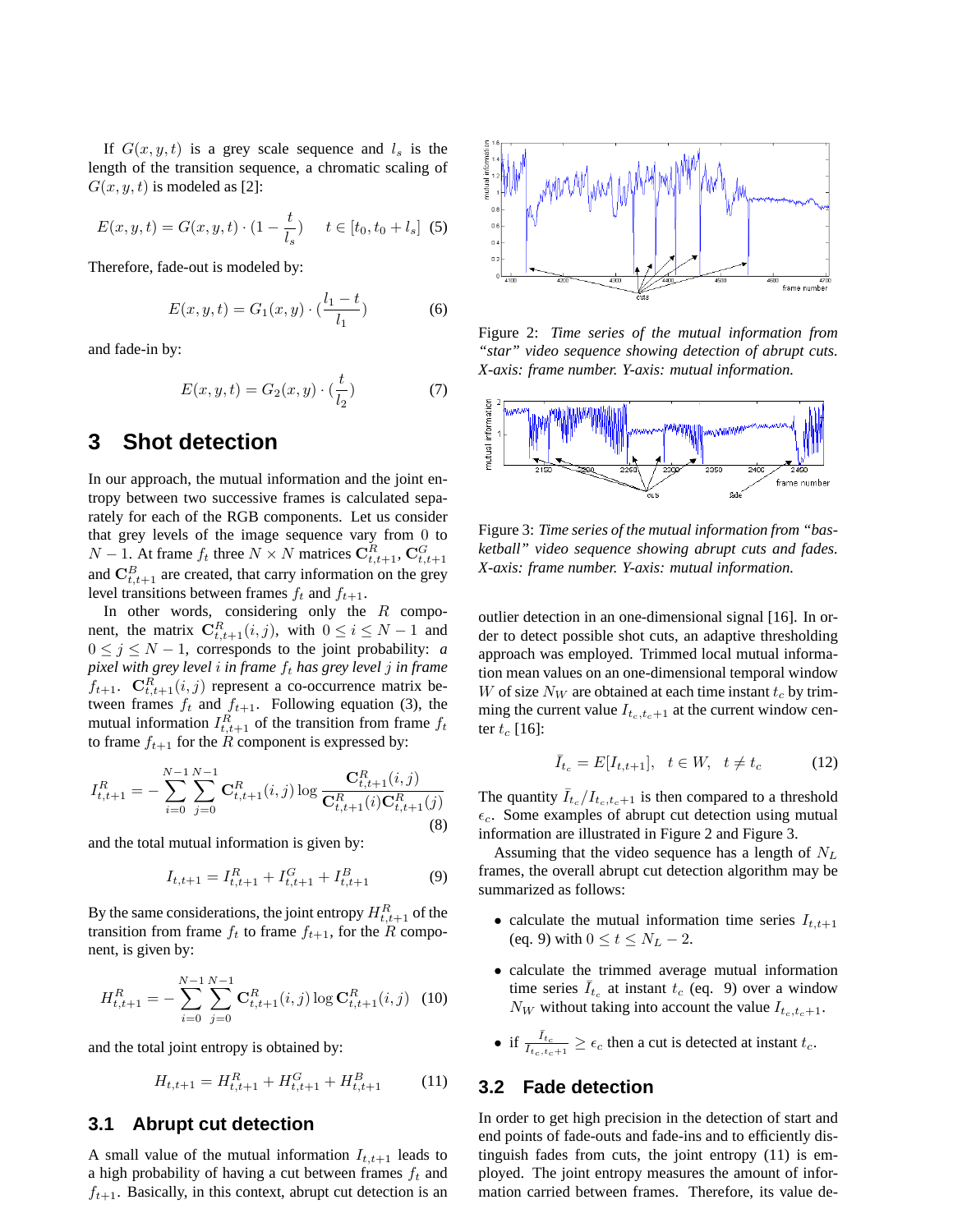If $G(x,y,t)$ is a grey scale sequence and $l_s$ is the length of the transition sequence, a chromatic scaling of $G(x,y,t)$ is modeled as [2]:

$$E(x,y,t) = G(x,y,t) \cdot (1 - \frac{t}{l_s}) \quad t \in [t_0, t_0 + l_s] \tag{5}$$

Therefore, fade-out is modeled by:

$$E(x,y,t) = G_1(x,y) \cdot (\frac{l_1 - t}{l_1}) \tag{6}$$

and fade-in by:

$$E(x,y,t) = G_2(x,y) \cdot (\frac{t}{l_2}) \tag{7}$$

## 3 Shot detection

In our approach, the mutual information and the joint entropy between two successive frames is calculated separately for each of the RGB components. Let us consider that grey levels of the image sequence vary from 0 to $N-1$. At frame $f_t$ three $N \times N$ matrices $\mathbf{C}^R_{t,t+1}$, $\mathbf{C}^G_{t,t+1}$ and $\mathbf{C}^B_{t,t+1}$ are created, that carry information on the grey level transitions between frames $f_t$ and $f_{t+1}$.

In other words, considering only the $R$ component, the matrix $\mathbf{C}^R_{t,t+1}(i,j)$, with $0 \le i \le N-1$ and $0 \le j \le N-1$, corresponds to the joint probability: *a pixel with grey level $i$ in frame $f_t$ has grey level $j$ in frame $f_{t+1}$*. $\mathbf{C}^R_{t,t+1}(i,j)$ represent a co-occurrence matrix between frames $f_t$ and $f_{t+1}$. Following equation (3), the mutual information $I^R_{t,t+1}$ of the transition from frame $f_t$ to frame $f_{t+1}$ for the $R$ component is expressed by:

$$I^R_{t,t+1} = -\sum_{i=0}^{N-1}\sum_{j=0}^{N-1} \mathbf{C}^R_{t,t+1}(i,j) \log \frac{\mathbf{C}^R_{t,t+1}(i,j)}{\mathbf{C}^R_{t,t+1}(i)\mathbf{C}^R_{t,t+1}(j)} \tag{8}$$

and the total mutual information is given by:

$$I_{t,t+1} = I^R_{t,t+1} + I^G_{t,t+1} + I^B_{t,t+1} \tag{9}$$

By the same considerations, the joint entropy $H^R_{t,t+1}$ of the transition from frame $f_t$ to frame $f_{t+1}$, for the $R$ component, is given by:

$$H^R_{t,t+1} = -\sum_{i=0}^{N-1}\sum_{j=0}^{N-1} \mathbf{C}^R_{t,t+1}(i,j) \log \mathbf{C}^R_{t,t+1}(i,j) \tag{10}$$

and the total joint entropy is obtained by:

$$H_{t,t+1} = H^R_{t,t+1} + H^G_{t,t+1} + H^B_{t,t+1} \tag{11}$$

### 3.1 Abrupt cut detection

A small value of the mutual information $I_{t,t+1}$ leads to a high probability of having a cut between frames $f_t$ and $f_{t+1}$. Basically, in this context, abrupt cut detection is an outlier detection in an one-dimensional signal [16]. In order to detect possible shot cuts, an adaptive thresholding approach was employed. Trimmed local mutual information mean values on an one-dimensional temporal window $W$ of size $N_W$ are obtained at each time instant $t_c$ by trimming the current value $I_{t_c,t_c+1}$ at the current window center $t_c$ [16]:

$$\bar{I}_{t_c} = E[I_{t,t+1}], \quad t \in W, \quad t \neq t_c \tag{12}$$

The quantity $\bar{I}_{t_c}/I_{t_c,t_c+1}$ is then compared to a threshold $\epsilon_c$. Some examples of abrupt cut detection using mutual information are illustrated in Figure 2 and Figure 3.

Figure 2: *Time series of the mutual information from "star" video sequence showing detection of abrupt cuts. X-axis: frame number. Y-axis: mutual information.*

Figure 3: *Time series of the mutual information from "basketball" video sequence showing abrupt cuts and fades. X-axis: frame number. Y-axis: mutual information.*

Assuming that the video sequence has a length of $N_L$ frames, the overall abrupt cut detection algorithm may be summarized as follows:

- calculate the mutual information time series $I_{t,t+1}$ (eq. 9) with $0 \le t \le N_L - 2$.
- calculate the trimmed average mutual information time series $\bar{I}_{t_c}$ at instant $t_c$ (eq. 9) over a window $N_W$ without taking into account the value $I_{t_c,t_c+1}$.
- if $\frac{\bar{I}_{t_c}}{I_{t_c,t_c+1}} \ge \epsilon_c$ then a cut is detected at instant $t_c$.

### 3.2 Fade detection

In order to get high precision in the detection of start and end points of fade-outs and fade-ins and to efficiently distinguish fades from cuts, the joint entropy (11) is employed. The joint entropy measures the amount of information carried between frames. Therefore, its value de-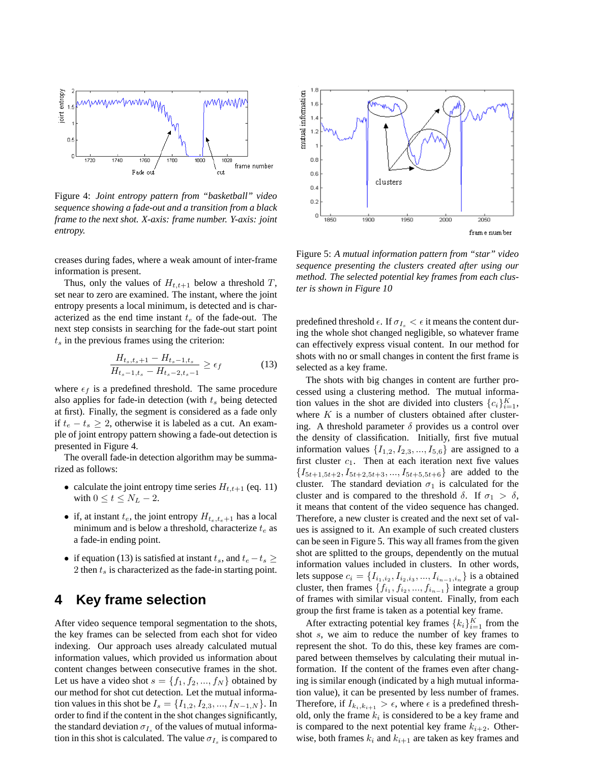Figure 4: *Joint entropy pattern from "basketball" video sequence showing a fade-out and a transition from a black frame to the next shot. X-axis: frame number. Y-axis: joint entropy.*

creases during fades, where a weak amount of inter-frame information is present.

Thus, only the values of $H_{t,t+1}$ below a threshold $T$, set near to zero are examined. The instant, where the joint entropy presents a local minimum, is detected and is characterized as the end time instant $t_e$ of the fade-out. The next step consists in searching for the fade-out start point $t_s$ in the previous frames using the criterion:

$$\frac{H_{t_s,t_s+1} - H_{t_s-1,t_s}}{H_{t_s-1,t_s} - H_{t_s-2,t_s-1}} \geq \epsilon_f \tag{13}$$

where $\epsilon_f$ is a predefined threshold. The same procedure also applies for fade-in detection (with $t_s$ being detected at first). Finally, the segment is considered as a fade only if $t_e - t_s \geq 2$, otherwise it is labeled as a cut. An example of joint entropy pattern showing a fade-out detection is presented in Figure 4.

The overall fade-in detection algorithm may be summarized as follows:

- calculate the joint entropy time series $H_{t,t+1}$ (eq. 11) with $0 \leq t \leq N_L - 2$.
- if, at instant $t_e$, the joint entropy $H_{t_e,t_e+1}$ has a local minimum and is below a threshold, characterize $t_e$ as a fade-in ending point.
- if equation (13) is satisfied at instant $t_s$, and $t_e - t_s \geq 2$ then $t_s$ is characterized as the fade-in starting point.

## 4 Key frame selection

After video sequence temporal segmentation to the shots, the key frames can be selected from each shot for video indexing. Our approach uses already calculated mutual information values, which provided us information about content changes between consecutive frames in the shot. Let us have a video shot $s = \{f_1, f_2, ..., f_N\}$ obtained by our method for shot cut detection. Let the mutual information values in this shot be $I_s = \{I_{1,2}, I_{2,3}, ..., I_{N-1,N}\}$. In order to find if the content in the shot changes significantly, the standard deviation $\sigma_{I_s}$ of the values of mutual information in this shot is calculated. The value $\sigma_{I_s}$ is compared to

Figure 5: *A mutual information pattern from "star" video sequence presenting the clusters created after using our method. The selected potential key frames from each cluster is shown in Figure 10*

predefined threshold $\epsilon$. If $\sigma_{I_s} < \epsilon$ it means the content during the whole shot changed negligible, so whatever frame can effectively express visual content. In our method for shots with no or small changes in content the first frame is selected as a key frame.

The shots with big changes in content are further processed using a clustering method. The mutual information values in the shot are divided into clusters $\{c_i\}_{i=1}^{K}$, where $K$ is a number of clusters obtained after clustering. A threshold parameter $\delta$ provides us a control over the density of classification. Initially, first five mutual information values $\{I_{1,2}, I_{2,3}, ..., I_{5,6}\}$ are assigned to a first cluster $c_1$. Then at each iteration next five values $\{I_{5t+1,5t+2}, I_{5t+2,5t+3}, ..., I_{5t+5,5t+6}\}$ are added to the cluster. The standard deviation $\sigma_1$ is calculated for the cluster and is compared to the threshold $\delta$. If $\sigma_1 > \delta$, it means that content of the video sequence has changed. Therefore, a new cluster is created and the next set of values is assigned to it. An example of such created clusters can be seen in Figure 5. This way all frames from the given shot are splitted to the groups, dependently on the mutual information values included in clusters. In other words, lets suppose $c_i = \{I_{i_1,i_2}, I_{i_2,i_3}, ..., I_{i_{n-1},i_n}\}$ is a obtained cluster, then frames $\{f_{i_1}, f_{i_2}, ..., f_{i_{n-1}}\}$ integrate a group of frames with similar visual content. Finally, from each group the first frame is taken as a potential key frame.

After extracting potential key frames $\{k_i\}_{i=1}^{K}$ from the shot $s$, we aim to reduce the number of key frames to represent the shot. To do this, these key frames are compared between themselves by calculating their mutual information. If the content of the frames even after changing is similar enough (indicated by a high mutual information value), it can be presented by less number of frames. Therefore, if $I_{k_i,k_{i+1}} > \epsilon$, where $\epsilon$ is a predefined threshold, only the frame $k_i$ is considered to be a key frame and is compared to the next potential key frame $k_{i+2}$. Otherwise, both frames $k_i$ and $k_{i+1}$ are taken as key frames and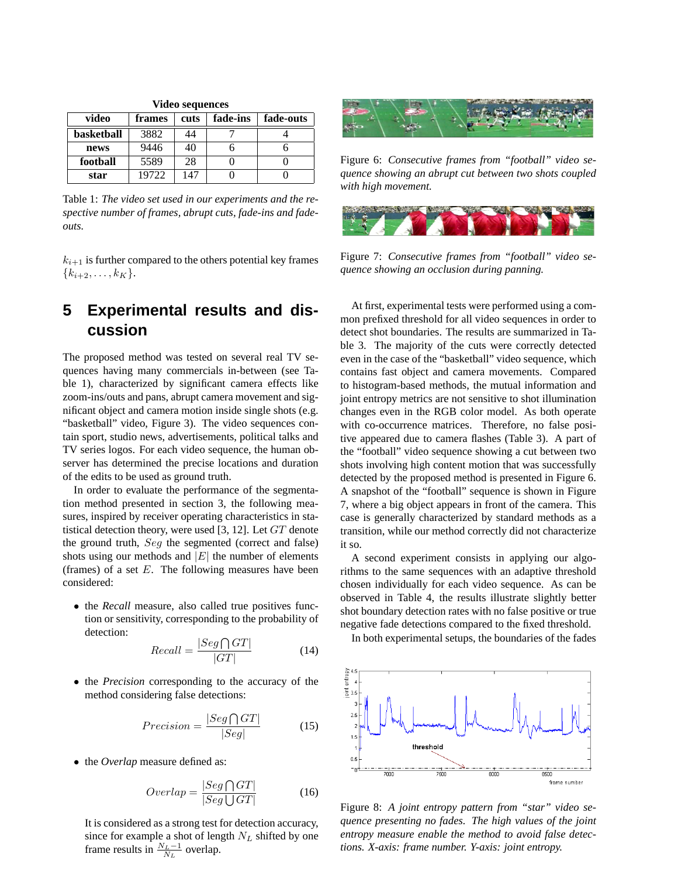**Video sequences**

| video | frames | cuts | fade-ins | fade-outs |
|---|---|---|---|---|
| **basketball** | 3882 | 44 | 7 | 4 |
| **news** | 9446 | 40 | 6 | 6 |
| **football** | 5589 | 28 | 0 | 0 |
| **star** | 19722 | 147 | 0 | 0 |

Table 1: *The video set used in our experiments and the respective number of frames, abrupt cuts, fade-ins and fade-outs.*

$k_{i+1}$ is further compared to the others potential key frames $\{k_{i+2}, \ldots, k_K\}$.

# 5 Experimental results and discussion

The proposed method was tested on several real TV sequences having many commercials in-between (see Table 1), characterized by significant camera effects like zoom-ins/outs and pans, abrupt camera movement and significant object and camera motion inside single shots (e.g. "basketball" video, Figure 3). The video sequences contain sport, studio news, advertisements, political talks and TV series logos. For each video sequence, the human observer has determined the precise locations and duration of the edits to be used as ground truth.

In order to evaluate the performance of the segmentation method presented in section 3, the following measures, inspired by receiver operating characteristics in statistical detection theory, were used [3, 12]. Let $GT$ denote the ground truth, $Seg$ the segmented (correct and false) shots using our methods and $|E|$ the number of elements (frames) of a set $E$. The following measures have been considered:

- the *Recall* measure, also called true positives function or sensitivity, corresponding to the probability of detection:

$$Recall = \frac{|Seg \bigcap GT|}{|GT|} \tag{14}$$

- the *Precision* corresponding to the accuracy of the method considering false detections:

$$Precision = \frac{|Seg \bigcap GT|}{|Seg|} \tag{15}$$

- the *Overlap* measure defined as:

$$Overlap = \frac{|Seg \bigcap GT|}{|Seg \bigcup GT|} \tag{16}$$

  It is considered as a strong test for detection accuracy, since for example a shot of length $N_L$ shifted by one frame results in $\frac{N_L - 1}{N_L}$ overlap.

Figure 6: *Consecutive frames from "football" video sequence showing an abrupt cut between two shots coupled with high movement.*

Figure 7: *Consecutive frames from "football" video sequence showing an occlusion during panning.*

At first, experimental tests were performed using a common prefixed threshold for all video sequences in order to detect shot boundaries. The results are summarized in Table 3. The majority of the cuts were correctly detected even in the case of the "basketball" video sequence, which contains fast object and camera movements. Compared to histogram-based methods, the mutual information and joint entropy metrics are not sensitive to shot illumination changes even in the RGB color model. As both operate with co-occurrence matrices. Therefore, no false positive appeared due to camera flashes (Table 3). A part of the "football" video sequence showing a cut between two shots involving high content motion that was successfully detected by the proposed method is presented in Figure 6. A snapshot of the "football" sequence is shown in Figure 7, where a big object appears in front of the camera. This case is generally characterized by standard methods as a transition, while our method correctly did not characterize it so.

A second experiment consists in applying our algorithms to the same sequences with an adaptive threshold chosen individually for each video sequence. As can be observed in Table 4, the results illustrate slightly better shot boundary detection rates with no false positive or true negative fade detections compared to the fixed threshold.

In both experimental setups, the boundaries of the fades

Figure 8: *A joint entropy pattern from "star" video sequence presenting no fades. The high values of the joint entropy measure enable the method to avoid false detections. X-axis: frame number. Y-axis: joint entropy.*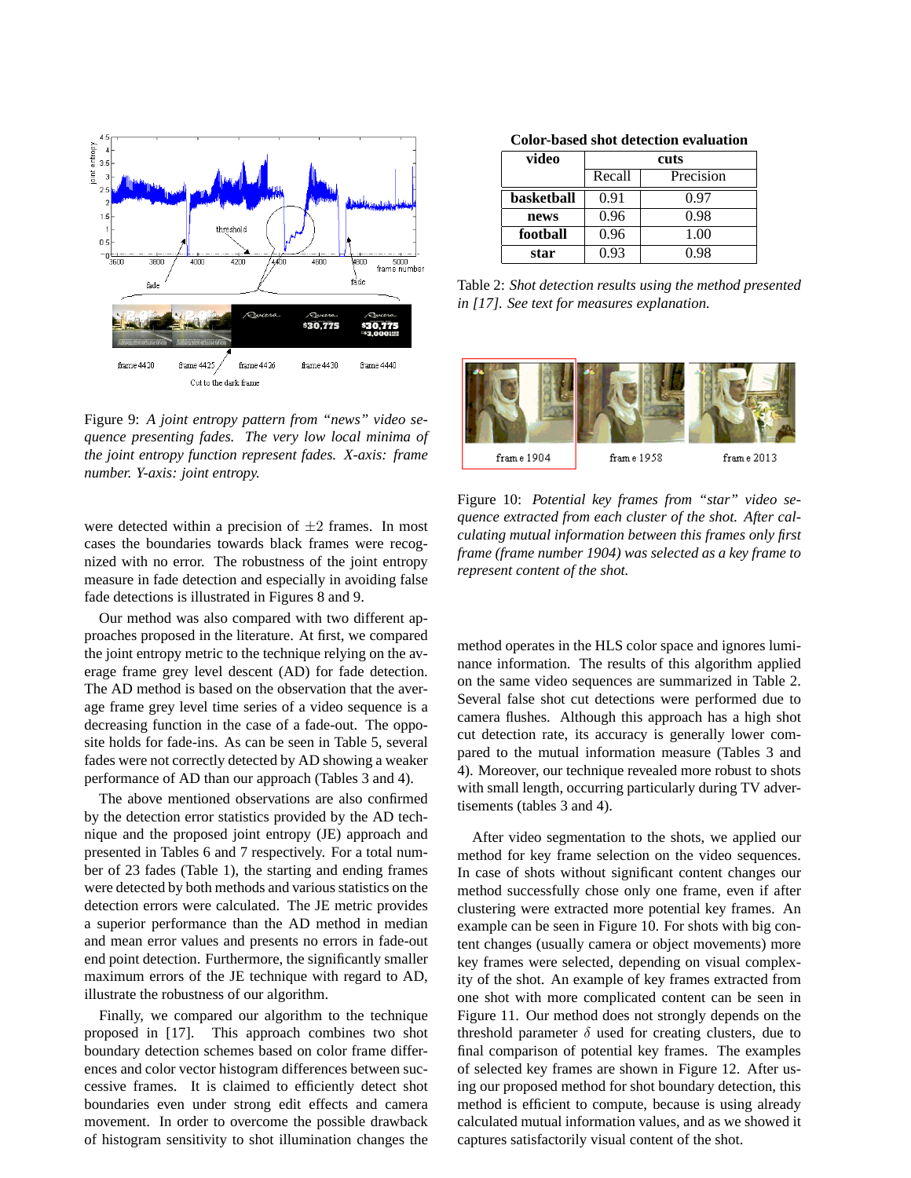Figure 9: *A joint entropy pattern from "news" video sequence presenting fades. The very low local minima of the joint entropy function represent fades. X-axis: frame number. Y-axis: joint entropy.*

were detected within a precision of $\pm 2$ frames. In most cases the boundaries towards black frames were recognized with no error. The robustness of the joint entropy measure in fade detection and especially in avoiding false fade detections is illustrated in Figures 8 and 9.

Our method was also compared with two different approaches proposed in the literature. At first, we compared the joint entropy metric to the technique relying on the average frame grey level descent (AD) for fade detection. The AD method is based on the observation that the average frame grey level time series of a video sequence is a decreasing function in the case of a fade-out. The opposite holds for fade-ins. As can be seen in Table 5, several fades were not correctly detected by AD showing a weaker performance of AD than our approach (Tables 3 and 4).

The above mentioned observations are also confirmed by the detection error statistics provided by the AD technique and the proposed joint entropy (JE) approach and presented in Tables 6 and 7 respectively. For a total number of 23 fades (Table 1), the starting and ending frames were detected by both methods and various statistics on the detection errors were calculated. The JE metric provides a superior performance than the AD method in median and mean error values and presents no errors in fade-out end point detection. Furthermore, the significantly smaller maximum errors of the JE technique with regard to AD, illustrate the robustness of our algorithm.

Finally, we compared our algorithm to the technique proposed in [17]. This approach combines two shot boundary detection schemes based on color frame differences and color vector histogram differences between successive frames. It is claimed to efficiently detect shot boundaries even under strong edit effects and camera movement. In order to overcome the possible drawback of histogram sensitivity to shot illumination changes the method operates in the HLS color space and ignores luminance information. The results of this algorithm applied on the same video sequences are summarized in Table 2. Several false shot cut detections were performed due to camera flushes. Although this approach has a high shot cut detection rate, its accuracy is generally lower compared to the mutual information measure (Tables 3 and 4). Moreover, our technique revealed more robust to shots with small length, occurring particularly during TV advertisements (tables 3 and 4).

**Color-based shot detection evaluation**

| video | cuts | |
|---|---|---|
| | Recall | Precision |
| **basketball** | 0.91 | 0.97 |
| **news** | 0.96 | 0.98 |
| **football** | 0.96 | 1.00 |
| **star** | 0.93 | 0.98 |

Table 2: *Shot detection results using the method presented in [17]. See text for measures explanation.*

Figure 10: *Potential key frames from "star" video sequence extracted from each cluster of the shot. After calculating mutual information between this frames only first frame (frame number 1904) was selected as a key frame to represent content of the shot.*

After video segmentation to the shots, we applied our method for key frame selection on the video sequences. In case of shots without significant content changes our method successfully chose only one frame, even if after clustering were extracted more potential key frames. An example can be seen in Figure 10. For shots with big content changes (usually camera or object movements) more key frames were selected, depending on visual complexity of the shot. An example of key frames extracted from one shot with more complicated content can be seen in Figure 11. Our method does not strongly depends on the threshold parameter $\delta$ used for creating clusters, due to final comparison of potential key frames. The examples of selected key frames are shown in Figure 12. After using our proposed method for shot boundary detection, this method is efficient to compute, because is using already calculated mutual information values, and as we showed it captures satisfactorily visual content of the shot.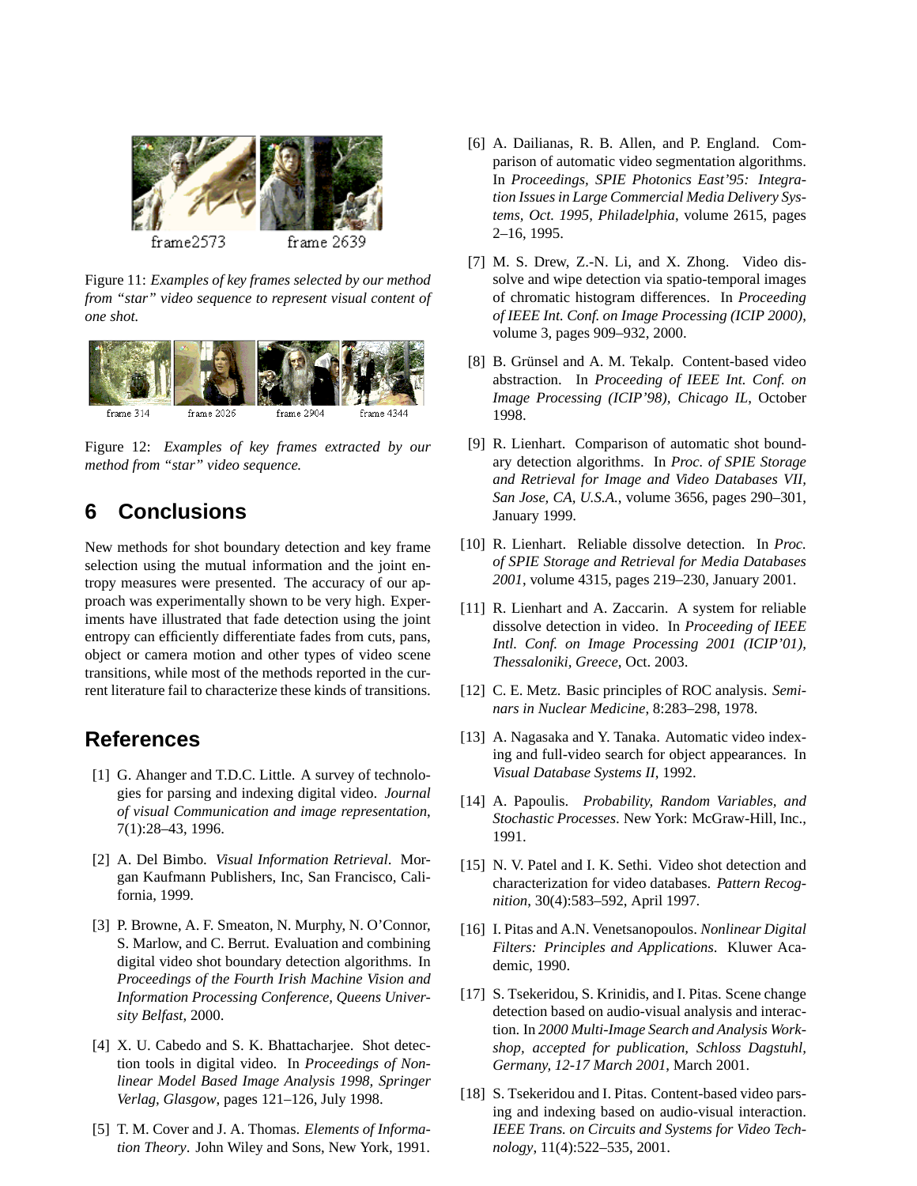Figure 11: *Examples of key frames selected by our method from "star" video sequence to represent visual content of one shot.*

Figure 12: *Examples of key frames extracted by our method from "star" video sequence.*

## 6 Conclusions

New methods for shot boundary detection and key frame selection using the mutual information and the joint entropy measures were presented. The accuracy of our approach was experimentally shown to be very high. Experiments have illustrated that fade detection using the joint entropy can efficiently differentiate fades from cuts, pans, object or camera motion and other types of video scene transitions, while most of the methods reported in the current literature fail to characterize these kinds of transitions.

## References

[1] G. Ahanger and T.D.C. Little. A survey of technologies for parsing and indexing digital video. *Journal of visual Communication and image representation*, 7(1):28–43, 1996.

[2] A. Del Bimbo. *Visual Information Retrieval*. Morgan Kaufmann Publishers, Inc, San Francisco, California, 1999.

[3] P. Browne, A. F. Smeaton, N. Murphy, N. O'Connor, S. Marlow, and C. Berrut. Evaluation and combining digital video shot boundary detection algorithms. In *Proceedings of the Fourth Irish Machine Vision and Information Processing Conference, Queens University Belfast*, 2000.

[4] X. U. Cabedo and S. K. Bhattacharjee. Shot detection tools in digital video. In *Proceedings of Nonlinear Model Based Image Analysis 1998, Springer Verlag, Glasgow*, pages 121–126, July 1998.

[5] T. M. Cover and J. A. Thomas. *Elements of Information Theory*. John Wiley and Sons, New York, 1991.

[6] A. Dailianas, R. B. Allen, and P. England. Comparison of automatic video segmentation algorithms. In *Proceedings, SPIE Photonics East'95: Integration Issues in Large Commercial Media Delivery Systems, Oct. 1995, Philadelphia*, volume 2615, pages 2–16, 1995.

[7] M. S. Drew, Z.-N. Li, and X. Zhong. Video dissolve and wipe detection via spatio-temporal images of chromatic histogram differences. In *Proceeding of IEEE Int. Conf. on Image Processing (ICIP 2000)*, volume 3, pages 909–932, 2000.

[8] B. Grünsel and A. M. Tekalp. Content-based video abstraction. In *Proceeding of IEEE Int. Conf. on Image Processing (ICIP'98), Chicago IL*, October 1998.

[9] R. Lienhart. Comparison of automatic shot boundary detection algorithms. In *Proc. of SPIE Storage and Retrieval for Image and Video Databases VII, San Jose, CA, U.S.A.*, volume 3656, pages 290–301, January 1999.

[10] R. Lienhart. Reliable dissolve detection. In *Proc. of SPIE Storage and Retrieval for Media Databases 2001*, volume 4315, pages 219–230, January 2001.

[11] R. Lienhart and A. Zaccarin. A system for reliable dissolve detection in video. In *Proceeding of IEEE Intl. Conf. on Image Processing 2001 (ICIP'01), Thessaloniki, Greece*, Oct. 2003.

[12] C. E. Metz. Basic principles of ROC analysis. *Seminars in Nuclear Medicine*, 8:283–298, 1978.

[13] A. Nagasaka and Y. Tanaka. Automatic video indexing and full-video search for object appearances. In *Visual Database Systems II*, 1992.

[14] A. Papoulis. *Probability, Random Variables, and Stochastic Processes*. New York: McGraw-Hill, Inc., 1991.

[15] N. V. Patel and I. K. Sethi. Video shot detection and characterization for video databases. *Pattern Recognition*, 30(4):583–592, April 1997.

[16] I. Pitas and A.N. Venetsanopoulos. *Nonlinear Digital Filters: Principles and Applications*. Kluwer Academic, 1990.

[17] S. Tsekeridou, S. Krinidis, and I. Pitas. Scene change detection based on audio-visual analysis and interaction. In *2000 Multi-Image Search and Analysis Workshop, accepted for publication, Schloss Dagstuhl, Germany, 12-17 March 2001*, March 2001.

[18] S. Tsekeridou and I. Pitas. Content-based video parsing and indexing based on audio-visual interaction. *IEEE Trans. on Circuits and Systems for Video Technology*, 11(4):522–535, 2001.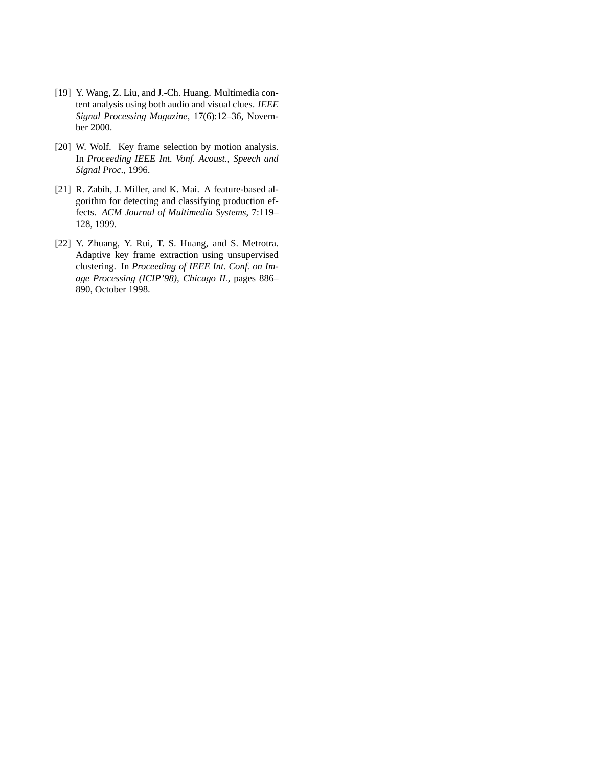[19] Y. Wang, Z. Liu, and J.-Ch. Huang. Multimedia content analysis using both audio and visual clues. *IEEE Signal Processing Magazine*, 17(6):12–36, November 2000.

[20] W. Wolf. Key frame selection by motion analysis. In *Proceeding IEEE Int. Vonf. Acoust., Speech and Signal Proc.*, 1996.

[21] R. Zabih, J. Miller, and K. Mai. A feature-based algorithm for detecting and classifying production effects. *ACM Journal of Multimedia Systems*, 7:119–128, 1999.

[22] Y. Zhuang, Y. Rui, T. S. Huang, and S. Metrotra. Adaptive key frame extraction using unsupervised clustering. In *Proceeding of IEEE Int. Conf. on Image Processing (ICIP'98), Chicago IL*, pages 886–890, October 1998.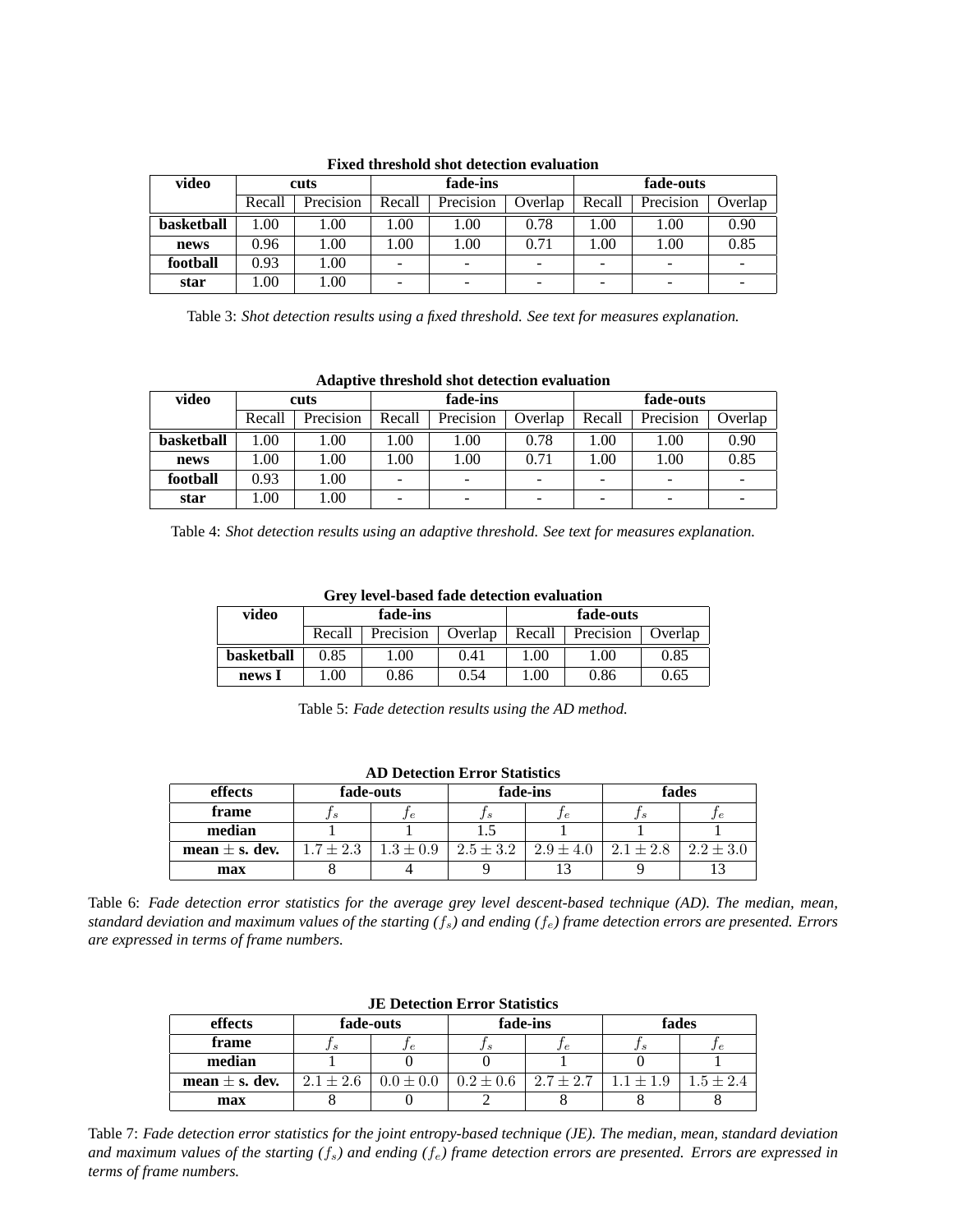**Fixed threshold shot detection evaluation**

| video | cuts | | fade-ins | | | fade-outs | | |
|---|---|---|---|---|---|---|---|---|
| | Recall | Precision | Recall | Precision | Overlap | Recall | Precision | Overlap |
| **basketball** | 1.00 | 1.00 | 1.00 | 1.00 | 0.78 | 1.00 | 1.00 | 0.90 |
| **news** | 0.96 | 1.00 | 1.00 | 1.00 | 0.71 | 1.00 | 1.00 | 0.85 |
| **football** | 0.93 | 1.00 | - | - | - | - | - | - |
| **star** | 1.00 | 1.00 | - | - | - | - | - | - |

Table 3: *Shot detection results using a fixed threshold. See text for measures explanation.*

**Adaptive threshold shot detection evaluation**

| video | cuts | | fade-ins | | | fade-outs | | |
|---|---|---|---|---|---|---|---|---|
| | Recall | Precision | Recall | Precision | Overlap | Recall | Precision | Overlap |
| **basketball** | 1.00 | 1.00 | 1.00 | 1.00 | 0.78 | 1.00 | 1.00 | 0.90 |
| **news** | 1.00 | 1.00 | 1.00 | 1.00 | 0.71 | 1.00 | 1.00 | 0.85 |
| **football** | 0.93 | 1.00 | - | - | - | - | - | - |
| **star** | 1.00 | 1.00 | - | - | - | - | - | - |

Table 4: *Shot detection results using an adaptive threshold. See text for measures explanation.*

**Grey level-based fade detection evaluation**

| video | fade-ins | | | fade-outs | | |
|---|---|---|---|---|---|---|
| | Recall | Precision | Overlap | Recall | Precision | Overlap |
| **basketball** | 0.85 | 1.00 | 0.41 | 1.00 | 1.00 | 0.85 |
| **news I** | 1.00 | 0.86 | 0.54 | 1.00 | 0.86 | 0.65 |

Table 5: *Fade detection results using the AD method.*

**AD Detection Error Statistics**

| effects | fade-outs | | fade-ins | | fades | |
|---|---|---|---|---|---|---|
| **frame** | $f_s$ | $f_e$ | $f_s$ | $f_e$ | $f_s$ | $f_e$ |
| **median** | 1 | 1 | 1.5 | 1 | 1 | 1 |
| **mean $\pm$ s. dev.** | $1.7 \pm 2.3$ | $1.3 \pm 0.9$ | $2.5 \pm 3.2$ | $2.9 \pm 4.0$ | $2.1 \pm 2.8$ | $2.2 \pm 3.0$ |
| **max** | 8 | 4 | 9 | 13 | 9 | 13 |

Table 6: *Fade detection error statistics for the average grey level descent-based technique (AD). The median, mean, standard deviation and maximum values of the starting ($f_s$) and ending ($f_e$) frame detection errors are presented. Errors are expressed in terms of frame numbers.*

**JE Detection Error Statistics**

| effects | fade-outs | | fade-ins | | fades | |
|---|---|---|---|---|---|---|
| **frame** | $f_s$ | $f_e$ | $f_s$ | $f_e$ | $f_s$ | $f_e$ |
| **median** | 1 | 0 | 0 | 1 | 0 | 1 |
| **mean $\pm$ s. dev.** | $2.1 \pm 2.6$ | $0.0 \pm 0.0$ | $0.2 \pm 0.6$ | $2.7 \pm 2.7$ | $1.1 \pm 1.9$ | $1.5 \pm 2.4$ |
| **max** | 8 | 0 | 2 | 8 | 8 | 8 |

Table 7: *Fade detection error statistics for the joint entropy-based technique (JE). The median, mean, standard deviation and maximum values of the starting ($f_s$) and ending ($f_e$) frame detection errors are presented. Errors are expressed in terms of frame numbers.*